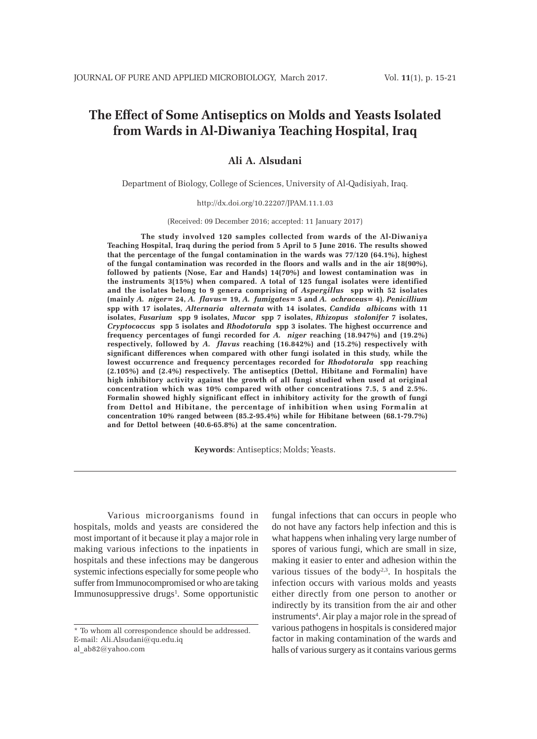# The Effect of Some Antiseptics on Molds and Yeasts Isolated from Wards in Al-Diwaniya Teaching Hospital, Iraq

**Ali A. Alsudani**

Department of Biology, College of Sciences, University of Al-Qadisiyah, Iraq.

http://dx.doi.org/10.22207/JPAM.11.1.03

(Received: 09 December 2016; accepted: 11 January 2017)

**The study involved 120 samples collected from wards of the Al-Diwaniya Teaching Hospital, Iraq during the period from 5 April to 5 June 2016. The results showed that the percentage of the fungal contamination in the wards was 77/120 (64.1%), highest of the fungal contamination was recorded in the floors and walls and in the air 18(90%), followed by patients (Nose, Ear and Hands) 14(70%) and lowest contamination was in the instruments 3(15%) when compared. A total of 125 fungal isolates were identified and the isolates belong to 9 genera comprising of *Aspergillus* spp with 52 isolates (mainly *A. niger*= 24, *A. flavus*= 19, *A. fumigates*= 5 and *A. ochraceus*= 4). *Penicillium* spp with 17 isolates, *Alternaria alternata* with 14 isolates, *Candida albicans* with 11 isolates, *Fusarium* spp 9 isolates, *Mucor* spp 7 isolates, *Rhizopus stolonifer* 7 isolates, *Cryptococcus* spp 5 isolates and *Rhodotorula* spp 3 isolates. The highest occurrence and frequency percentages of fungi recorded for *A. niger* reaching (18.947%) and (19.2%) respectively, followed by *A. flavus* reaching (16.842%) and (15.2%) respectively with significant differences when compared with other fungi isolated in this study, while the lowest occurrence and frequency percentages recorded for *Rhodotorula* spp reaching (2.105%) and (2.4%) respectively. The antiseptics (Dettol, Hibitane and Formalin) have high inhibitory activity against the growth of all fungi studied when used at original concentration which was 10% compared with other concentrations 7.5, 5 and 2.5%. Formalin showed highly significant effect in inhibitory activity for the growth of fungi from Dettol and Hibitane, the percentage of inhibition when using Formalin at concentration 10% ranged between (85.2-95.4%) while for Hibitane between (68.1-79.7%) and for Dettol between (40.6-65.8%) at the same concentration.**

**Keywords**: Antiseptics; Molds; Yeasts.

---

Various microorganisms found in hospitals, molds and yeasts are considered the most important of it because it play a major role in making various infections to the inpatients in hospitals and these infections may be dangerous systemic infections especially for some people who suffer from Immunocompromised or who are taking Immunosuppressive drugs[1]. Some opportunistic fungal infections that can occurs in people who do not have any factors help infection and this is what happens when inhaling very large number of spores of various fungi, which are small in size, making it easier to enter and adhesion within the various tissues of the body[2,3]. In hospitals the infection occurs with various molds and yeasts either directly from one person to another or indirectly by its transition from the air and other instruments[4]. Air play a major role in the spread of various pathogens in hospitals is considered major factor in making contamination of the wards and halls of various surgery as it contains various germs

* To whom all correspondence should be addressed.
E-mail: Ali.Alsudani@qu.edu.iq
al_ab82@yahoo.com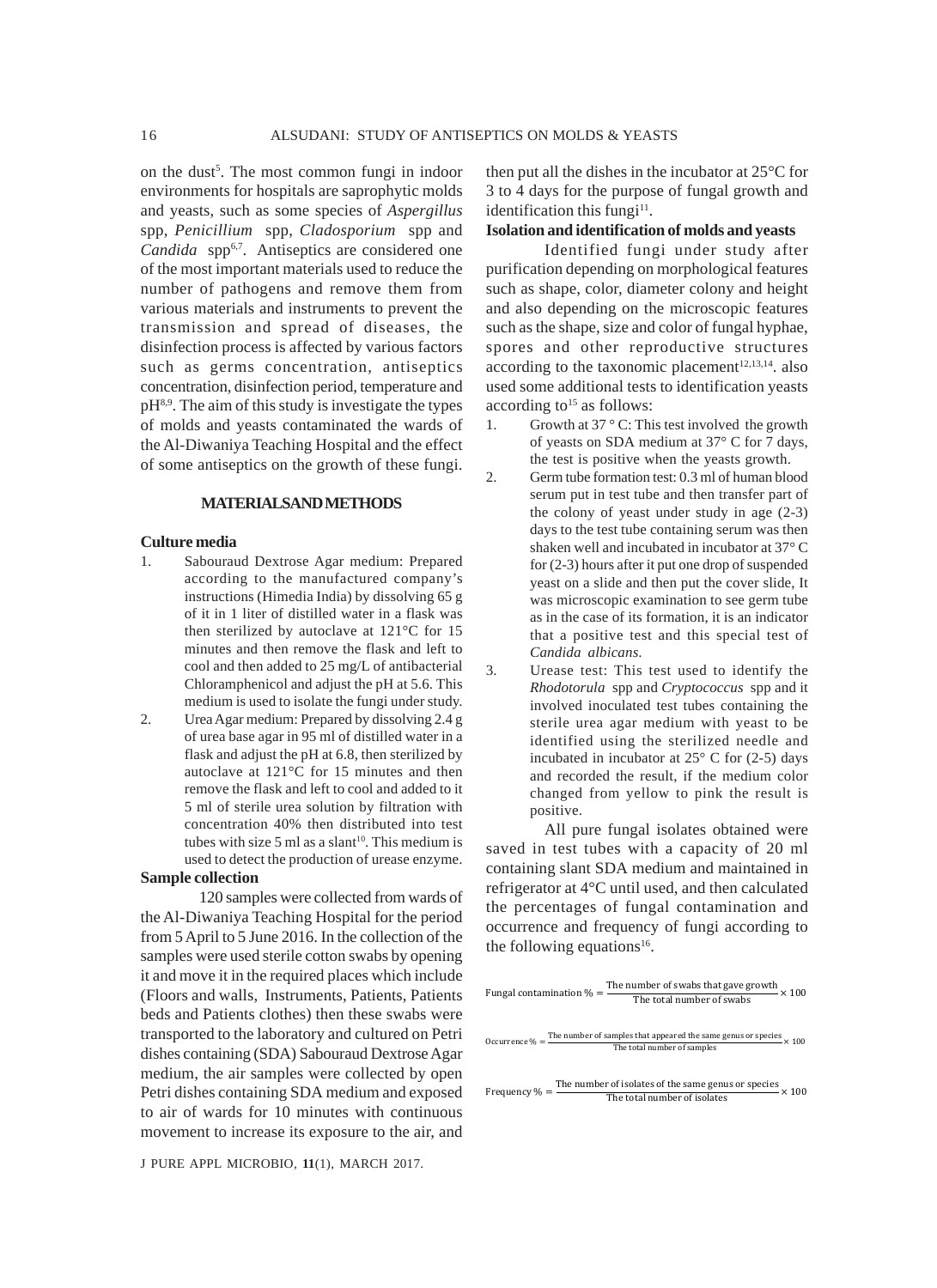on the dust[5]. The most common fungi in indoor environments for hospitals are saprophytic molds and yeasts, such as some species of *Aspergillus* spp, *Penicillium* spp, *Cladosporium* spp and *Candida* spp[6,7]. Antiseptics are considered one of the most important materials used to reduce the number of pathogens and remove them from various materials and instruments to prevent the transmission and spread of diseases, the disinfection process is affected by various factors such as germs concentration, antiseptics concentration, disinfection period, temperature and pH[8,9]. The aim of this study is investigate the types of molds and yeasts contaminated the wards of the Al-Diwaniya Teaching Hospital and the effect of some antiseptics on the growth of these fungi.

## MATERIALS AND METHODS

### Culture media

1. Sabouraud Dextrose Agar medium: Prepared according to the manufactured company's instructions (Himedia India) by dissolving 65 g of it in 1 liter of distilled water in a flask was then sterilized by autoclave at 121°C for 15 minutes and then remove the flask and left to cool and then added to 25 mg/L of antibacterial Chloramphenicol and adjust the pH at 5.6. This medium is used to isolate the fungi under study.
2. Urea Agar medium: Prepared by dissolving 2.4 g of urea base agar in 95 ml of distilled water in a flask and adjust the pH at 6.8, then sterilized by autoclave at 121°C for 15 minutes and then remove the flask and left to cool and added to it 5 ml of sterile urea solution by filtration with concentration 40% then distributed into test tubes with size 5 ml as a slant[10]. This medium is used to detect the production of urease enzyme.

### Sample collection

120 samples were collected from wards of the Al-Diwaniya Teaching Hospital for the period from 5 April to 5 June 2016. In the collection of the samples were used sterile cotton swabs by opening it and move it in the required places which include (Floors and walls, Instruments, Patients, Patients beds and Patients clothes) then these swabs were transported to the laboratory and cultured on Petri dishes containing (SDA) Sabouraud Dextrose Agar medium, the air samples were collected by open Petri dishes containing SDA medium and exposed to air of wards for 10 minutes with continuous movement to increase its exposure to the air, and then put all the dishes in the incubator at 25°C for 3 to 4 days for the purpose of fungal growth and identification this fungi[11].

### Isolation and identification of molds and yeasts

Identified fungi under study after purification depending on morphological features such as shape, color, diameter colony and height and also depending on the microscopic features such as the shape, size and color of fungal hyphae, spores and other reproductive structures according to the taxonomic placement[12,13,14]. also used some additional tests to identification yeasts according to[15] as follows:

1. Growth at 37 ° C: This test involved the growth of yeasts on SDA medium at 37° C for 7 days, the test is positive when the yeasts growth.
2. Germ tube formation test: 0.3 ml of human blood serum put in test tube and then transfer part of the colony of yeast under study in age (2-3) days to the test tube containing serum was then shaken well and incubated in incubator at 37° C for (2-3) hours after it put one drop of suspended yeast on a slide and then put the cover slide, It was microscopic examination to see germ tube as in the case of its formation, it is an indicator that a positive test and this special test of *Candida albicans.*
3. Urease test: This test used to identify the *Rhodotorula* spp and *Cryptococcus* spp and it involved inoculated test tubes containing the sterile urea agar medium with yeast to be identified using the sterilized needle and incubated in incubator at 25° C for (2-5) days and recorded the result, if the medium color changed from yellow to pink the result is positive.

All pure fungal isolates obtained were saved in test tubes with a capacity of 20 ml containing slant SDA medium and maintained in refrigerator at 4°C until used, and then calculated the percentages of fungal contamination and occurrence and frequency of fungi according to the following equations[16].

$$\text{Fungal contamination \%} = \frac{\text{The number of swabs that gave growth}}{\text{The total number of swabs}} \times 100$$

$$\text{Occurrence \%} = \frac{\text{The number of samples that appeared the same genus or species}}{\text{The total number of samples}} \times 100$$

$$\text{Frequency \%} = \frac{\text{The number of isolates of the same genus or species}}{\text{The total number of isolates}} \times 100$$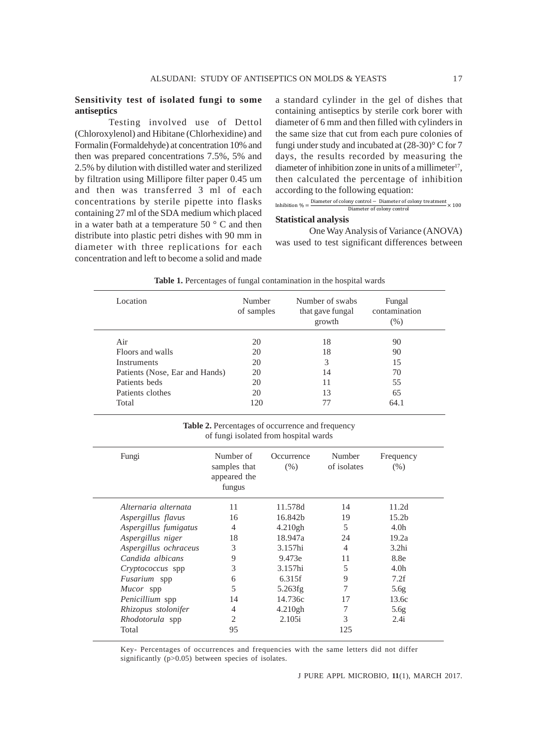## Sensitivity test of isolated fungi to some antiseptics

Testing involved use of Dettol (Chloroxylenol) and Hibitane (Chlorhexidine) and Formalin (Formaldehyde) at concentration 10% and then was prepared concentrations 7.5%, 5% and 2.5% by dilution with distilled water and sterilized by filtration using Millipore filter paper 0.45 um and then was transferred 3 ml of each concentrations by sterile pipette into flasks containing 27 ml of the SDA medium which placed in a water bath at a temperature 50 ° C and then distribute into plastic petri dishes with 90 mm in diameter with three replications for each concentration and left to become a solid and made a standard cylinder in the gel of dishes that containing antiseptics by sterile cork borer with diameter of 6 mm and then filled with cylinders in the same size that cut from each pure colonies of fungi under study and incubated at (28-30)° C for 7 days, the results recorded by measuring the diameter of inhibition zone in units of a millimeter[17], then calculated the percentage of inhibition according to the following equation:

$$\text{Inhibition \%} = \frac{\text{Diameter of colony control} - \text{Diameter of colony treatment}}{\text{Diameter of colony control}} \times 100$$

## Statistical analysis

One Way Analysis of Variance (ANOVA) was used to test significant differences between

**Table 1.** Percentages of fungal contamination in the hospital wards

| Location | Number of samples | Number of swabs that gave fungal growth | Fungal contamination (%) |
|---|---|---|---|
| Air | 20 | 18 | 90 |
| Floors and walls | 20 | 18 | 90 |
| Instruments | 20 | 3 | 15 |
| Patients (Nose, Ear and Hands) | 20 | 14 | 70 |
| Patients beds | 20 | 11 | 55 |
| Patients clothes | 20 | 13 | 65 |
| Total | 120 | 77 | 64.1 |

**Table 2.** Percentages of occurrence and frequency of fungi isolated from hospital wards

| Fungi | Number of samples that appeared the fungus | Occurrence (%) | Number of isolates | Frequency (%) |
|---|---|---|---|---|
| *Alternaria alternata* | 11 | 11.578d | 14 | 11.2d |
| *Aspergillus flavus* | 16 | 16.842b | 19 | 15.2b |
| *Aspergillus fumigatus* | 4 | 4.210gh | 5 | 4.0h |
| *Aspergillus niger* | 18 | 18.947a | 24 | 19.2a |
| *Aspergillus ochraceus* | 3 | 3.157hi | 4 | 3.2hi |
| *Candida albicans* | 9 | 9.473e | 11 | 8.8e |
| *Cryptococcus* spp | 3 | 3.157hi | 5 | 4.0h |
| *Fusarium* spp | 6 | 6.315f | 9 | 7.2f |
| *Mucor* spp | 5 | 5.263fg | 7 | 5.6g |
| *Penicillium* spp | 14 | 14.736c | 17 | 13.6c |
| *Rhizopus stolonifer* | 4 | 4.210gh | 7 | 5.6g |
| *Rhodotorula* spp | 2 | 2.105i | 3 | 2.4i |
| Total | 95 | | 125 | |

Key- Percentages of occurrences and frequencies with the same letters did not differ significantly ($p>0.05$) between species of isolates.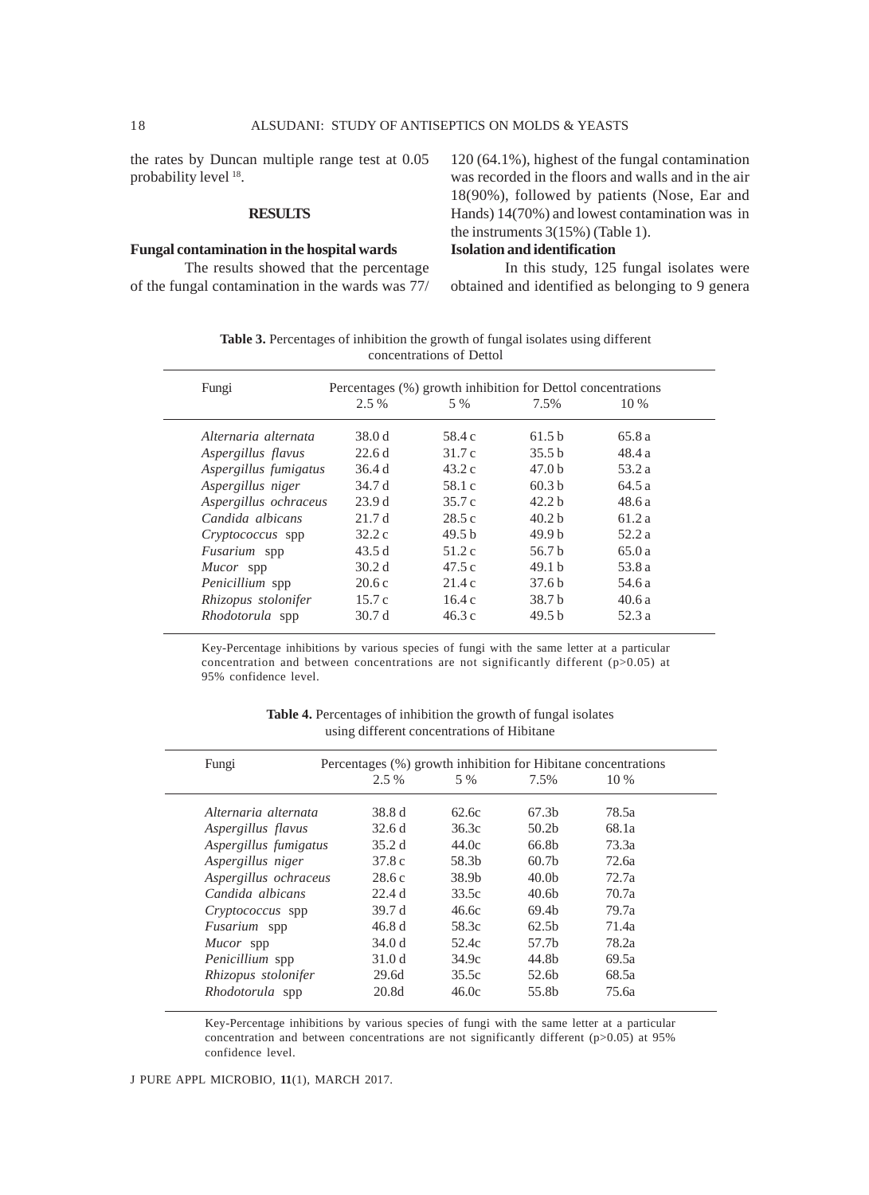the rates by Duncan multiple range test at 0.05 probability level [18].

## RESULTS

### Fungal contamination in the hospital wards

The results showed that the percentage of the fungal contamination in the wards was 77/120 (64.1%), highest of the fungal contamination was recorded in the floors and walls and in the air 18(90%), followed by patients (Nose, Ear and Hands) 14(70%) and lowest contamination was in the instruments 3(15%) (Table 1).

### Isolation and identification

In this study, 125 fungal isolates were obtained and identified as belonging to 9 genera

**Table 3.** Percentages of inhibition the growth of fungal isolates using different concentrations of Dettol

| Fungi | Percentages (%) growth inhibition for Dettol concentrations | | | |
|---|---|---|---|---|
| | 2.5 % | 5 % | 7.5% | 10 % |
| *Alternaria alternata* | 38.0 d | 58.4 c | 61.5 b | 65.8 a |
| *Aspergillus flavus* | 22.6 d | 31.7 c | 35.5 b | 48.4 a |
| *Aspergillus fumigatus* | 36.4 d | 43.2 c | 47.0 b | 53.2 a |
| *Aspergillus niger* | 34.7 d | 58.1 c | 60.3 b | 64.5 a |
| *Aspergillus ochraceus* | 23.9 d | 35.7 c | 42.2 b | 48.6 a |
| *Candida albicans* | 21.7 d | 28.5 c | 40.2 b | 61.2 a |
| *Cryptococcus* spp | 32.2 c | 49.5 b | 49.9 b | 52.2 a |
| *Fusarium* spp | 43.5 d | 51.2 c | 56.7 b | 65.0 a |
| *Mucor* spp | 30.2 d | 47.5 c | 49.1 b | 53.8 a |
| *Penicillium* spp | 20.6 c | 21.4 c | 37.6 b | 54.6 a |
| *Rhizopus stolonifer* | 15.7 c | 16.4 c | 38.7 b | 40.6 a |
| *Rhodotorula* spp | 30.7 d | 46.3 c | 49.5 b | 52.3 a |

Key-Percentage inhibitions by various species of fungi with the same letter at a particular concentration and between concentrations are not significantly different ($p>0.05$) at 95% confidence level.

**Table 4.** Percentages of inhibition the growth of fungal isolates using different concentrations of Hibitane

| Fungi | Percentages (%) growth inhibition for Hibitane concentrations | | | |
|---|---|---|---|---|
| | 2.5 % | 5 % | 7.5% | 10 % |
| *Alternaria alternata* | 38.8 d | 62.6c | 67.3b | 78.5a |
| *Aspergillus flavus* | 32.6 d | 36.3c | 50.2b | 68.1a |
| *Aspergillus fumigatus* | 35.2 d | 44.0c | 66.8b | 73.3a |
| *Aspergillus niger* | 37.8 c | 58.3b | 60.7b | 72.6a |
| *Aspergillus ochraceus* | 28.6 c | 38.9b | 40.0b | 72.7a |
| *Candida albicans* | 22.4 d | 33.5c | 40.6b | 70.7a |
| *Cryptococcus* spp | 39.7 d | 46.6c | 69.4b | 79.7a |
| *Fusarium* spp | 46.8 d | 58.3c | 62.5b | 71.4a |
| *Mucor* spp | 34.0 d | 52.4c | 57.7b | 78.2a |
| *Penicillium* spp | 31.0 d | 34.9c | 44.8b | 69.5a |
| *Rhizopus stolonifer* | 29.6d | 35.5c | 52.6b | 68.5a |
| *Rhodotorula* spp | 20.8d | 46.0c | 55.8b | 75.6a |

Key-Percentage inhibitions by various species of fungi with the same letter at a particular concentration and between concentrations are not significantly different ($p>0.05$) at 95% confidence level.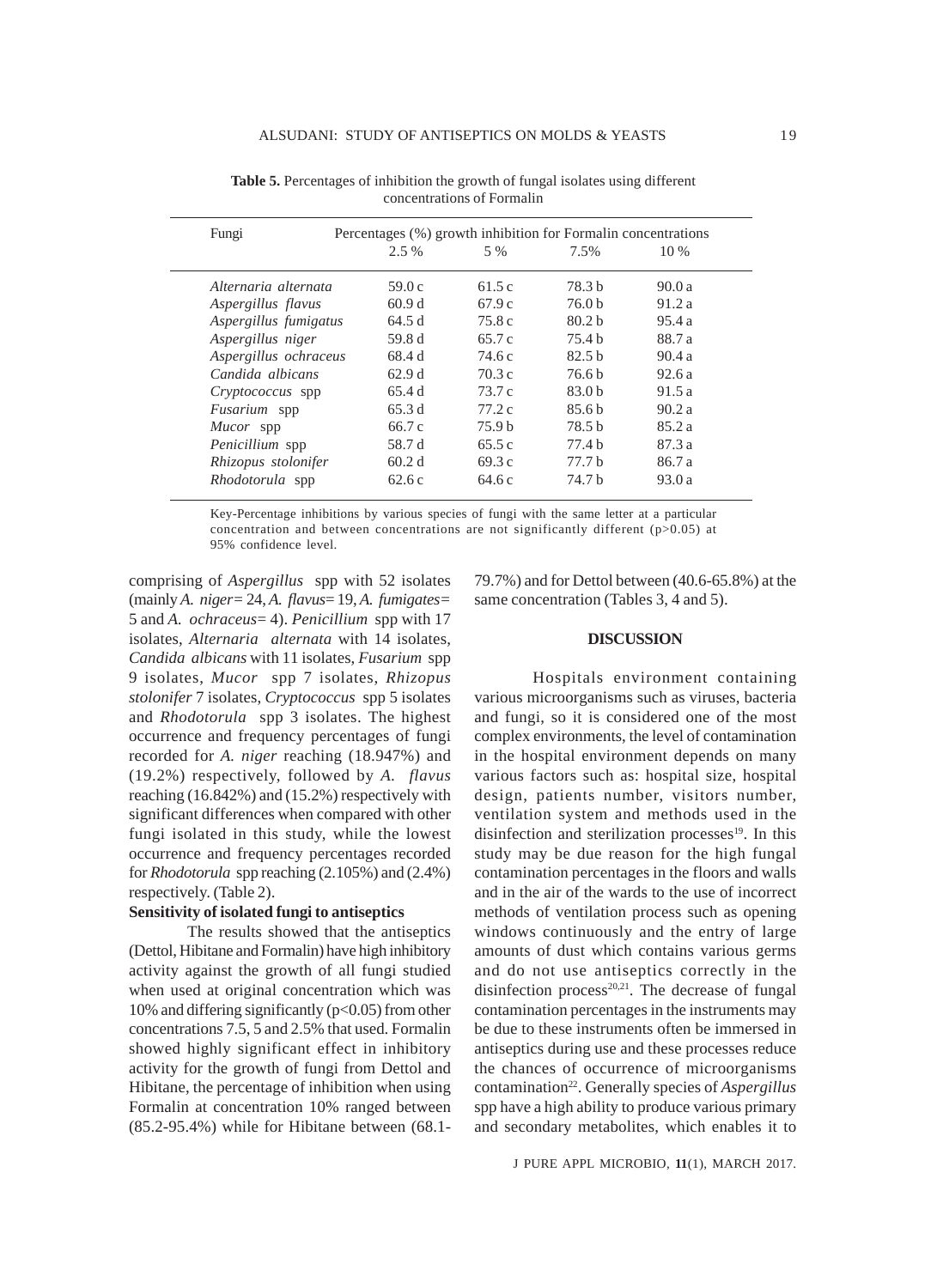**Table 5.** Percentages of inhibition the growth of fungal isolates using different concentrations of Formalin

| Fungi | Percentages (%) growth inhibition for Formalin concentrations | | | |
|---|---|---|---|---|
| | 2.5 % | 5 % | 7.5% | 10 % |
| *Alternaria alternata* | 59.0 c | 61.5 c | 78.3 b | 90.0 a |
| *Aspergillus flavus* | 60.9 d | 67.9 c | 76.0 b | 91.2 a |
| *Aspergillus fumigatus* | 64.5 d | 75.8 c | 80.2 b | 95.4 a |
| *Aspergillus niger* | 59.8 d | 65.7 c | 75.4 b | 88.7 a |
| *Aspergillus ochraceus* | 68.4 d | 74.6 c | 82.5 b | 90.4 a |
| *Candida albicans* | 62.9 d | 70.3 c | 76.6 b | 92.6 a |
| *Cryptococcus* spp | 65.4 d | 73.7 c | 83.0 b | 91.5 a |
| *Fusarium* spp | 65.3 d | 77.2 c | 85.6 b | 90.2 a |
| *Mucor* spp | 66.7 c | 75.9 b | 78.5 b | 85.2 a |
| *Penicillium* spp | 58.7 d | 65.5 c | 77.4 b | 87.3 a |
| *Rhizopus stolonifer* | 60.2 d | 69.3 c | 77.7 b | 86.7 a |
| *Rhodotorula* spp | 62.6 c | 64.6 c | 74.7 b | 93.0 a |

Key-Percentage inhibitions by various species of fungi with the same letter at a particular concentration and between concentrations are not significantly different ($p>0.05$) at 95% confidence level.

comprising of *Aspergillus* spp with 52 isolates (mainly *A. niger*= 24, *A. flavus*= 19, *A. fumigates*= 5 and *A. ochraceus*= 4). *Penicillium* spp with 17 isolates, *Alternaria alternata* with 14 isolates, *Candida albicans* with 11 isolates, *Fusarium* spp 9 isolates, *Mucor* spp 7 isolates, *Rhizopus stolonifer* 7 isolates, *Cryptococcus* spp 5 isolates and *Rhodotorula* spp 3 isolates. The highest occurrence and frequency percentages of fungi recorded for *A. niger* reaching (18.947%) and (19.2%) respectively, followed by *A. flavus* reaching (16.842%) and (15.2%) respectively with significant differences when compared with other fungi isolated in this study, while the lowest occurrence and frequency percentages recorded for *Rhodotorula* spp reaching (2.105%) and (2.4%) respectively. (Table 2).

**Sensitivity of isolated fungi to antiseptics**

The results showed that the antiseptics (Dettol, Hibitane and Formalin) have high inhibitory activity against the growth of all fungi studied when used at original concentration which was 10% and differing significantly ($p<0.05$) from other concentrations 7.5, 5 and 2.5% that used. Formalin showed highly significant effect in inhibitory activity for the growth of fungi from Dettol and Hibitane, the percentage of inhibition when using Formalin at concentration 10% ranged between (85.2-95.4%) while for Hibitane between (68.1-79.7%) and for Dettol between (40.6-65.8%) at the same concentration (Tables 3, 4 and 5).

## DISCUSSION

Hospitals environment containing various microorganisms such as viruses, bacteria and fungi, so it is considered one of the most complex environments, the level of contamination in the hospital environment depends on many various factors such as: hospital size, hospital design, patients number, visitors number, ventilation system and methods used in the disinfection and sterilization processes[19]. In this study may be due reason for the high fungal contamination percentages in the floors and walls and in the air of the wards to the use of incorrect methods of ventilation process such as opening windows continuously and the entry of large amounts of dust which contains various germs and do not use antiseptics correctly in the disinfection process[20,21]. The decrease of fungal contamination percentages in the instruments may be due to these instruments often be immersed in antiseptics during use and these processes reduce the chances of occurrence of microorganisms contamination[22]. Generally species of *Aspergillus* spp have a high ability to produce various primary and secondary metabolites, which enables it to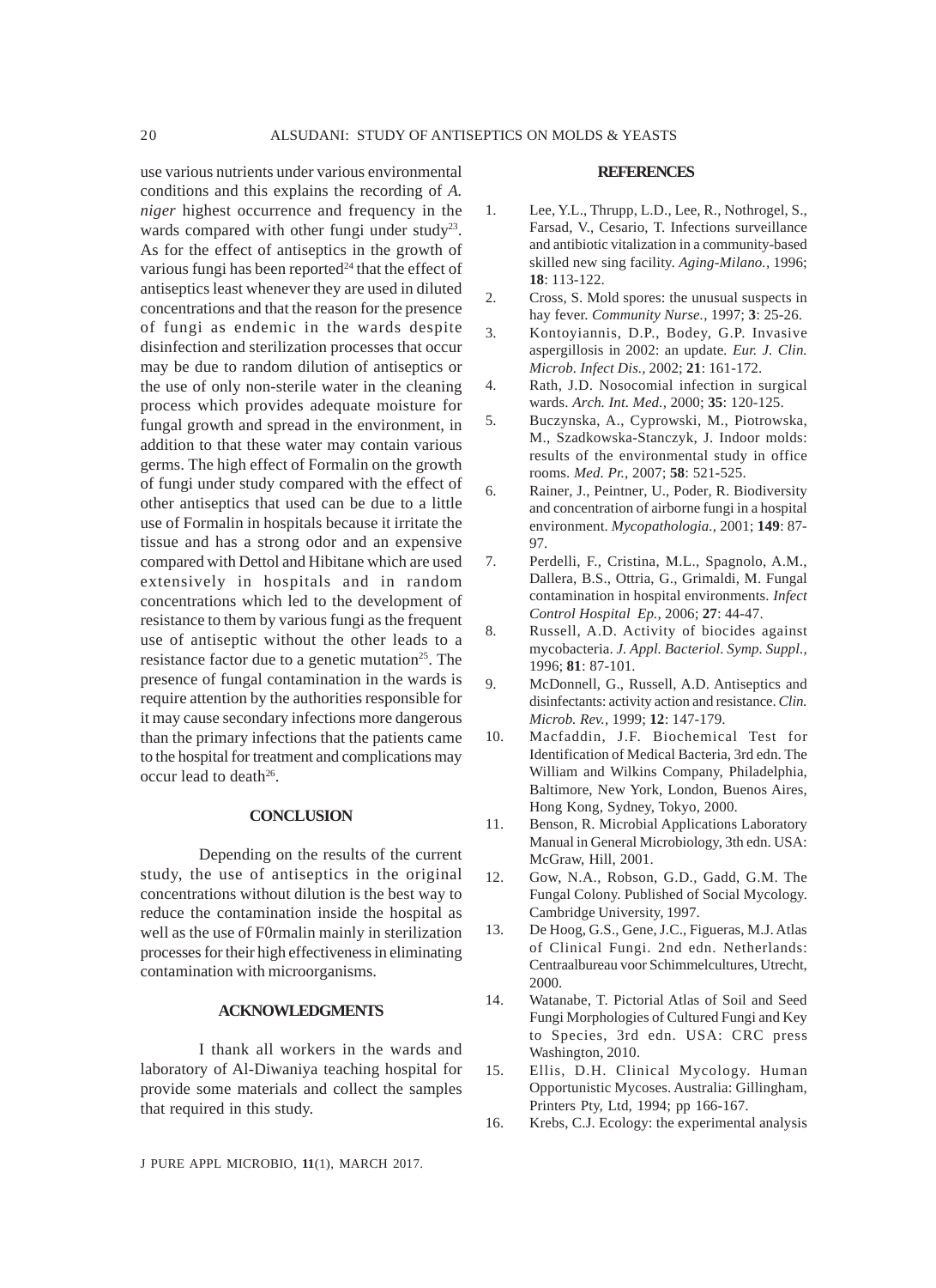use various nutrients under various environmental conditions and this explains the recording of *A. niger* highest occurrence and frequency in the wards compared with other fungi under study[23]. As for the effect of antiseptics in the growth of various fungi has been reported[24] that the effect of antiseptics least whenever they are used in diluted concentrations and that the reason for the presence of fungi as endemic in the wards despite disinfection and sterilization processes that occur may be due to random dilution of antiseptics or the use of only non-sterile water in the cleaning process which provides adequate moisture for fungal growth and spread in the environment, in addition to that these water may contain various germs. The high effect of Formalin on the growth of fungi under study compared with the effect of other antiseptics that used can be due to a little use of Formalin in hospitals because it irritate the tissue and has a strong odor and an expensive compared with Dettol and Hibitane which are used extensively in hospitals and in random concentrations which led to the development of resistance to them by various fungi as the frequent use of antiseptic without the other leads to a resistance factor due to a genetic mutation[25]. The presence of fungal contamination in the wards is require attention by the authorities responsible for it may cause secondary infections more dangerous than the primary infections that the patients came to the hospital for treatment and complications may occur lead to death[26].

## CONCLUSION

Depending on the results of the current study, the use of antiseptics in the original concentrations without dilution is the best way to reduce the contamination inside the hospital as well as the use of F0rmalin mainly in sterilization processes for their high effectiveness in eliminating contamination with microorganisms.

## ACKNOWLEDGMENTS

I thank all workers in the wards and laboratory of Al-Diwaniya teaching hospital for provide some materials and collect the samples that required in this study.

## REFERENCES

1. Lee, Y.L., Thrupp, L.D., Lee, R., Nothrogel, S., Farsad, V., Cesario, T. Infections surveillance and antibiotic vitalization in a community-based skilled new sing facility. *Aging-Milano.,* 1996; **18**: 113-122.
2. Cross, S. Mold spores: the unusual suspects in hay fever. *Community Nurse.,* 1997; **3**: 25-26.
3. Kontoyiannis, D.P., Bodey, G.P. Invasive aspergillosis in 2002: an update. *Eur. J. Clin. Microb. Infect Dis.,* 2002; **21**: 161-172.
4. Rath, J.D. Nosocomial infection in surgical wards. *Arch. Int. Med.,* 2000; **35**: 120-125.
5. Buczynska, A., Cyprowski, M., Piotrowska, M., Szadkowska-Stanczyk, J. Indoor molds: results of the environmental study in office rooms. *Med. Pr.,* 2007; **58**: 521-525.
6. Rainer, J., Peintner, U., Poder, R. Biodiversity and concentration of airborne fungi in a hospital environment. *Mycopathologia.,* 2001; **149**: 87-97.
7. Perdelli, F., Cristina, M.L., Spagnolo, A.M., Dallera, B.S., Ottria, G., Grimaldi, M. Fungal contamination in hospital environments. *Infect Control Hospital Ep.,* 2006; **27**: 44-47.
8. Russell, A.D. Activity of biocides against mycobacteria. *J. Appl. Bacteriol. Symp. Suppl.,* 1996; **81**: 87-101.
9. McDonnell, G., Russell, A.D. Antiseptics and disinfectants: activity action and resistance. *Clin. Microb. Rev.,* 1999; **12**: 147-179.
10. Macfaddin, J.F. Biochemical Test for Identification of Medical Bacteria, 3rd edn. The William and Wilkins Company, Philadelphia, Baltimore, New York, London, Buenos Aires, Hong Kong, Sydney, Tokyo, 2000.
11. Benson, R. Microbial Applications Laboratory Manual in General Microbiology, 3th edn. USA: McGraw, Hill, 2001.
12. Gow, N.A., Robson, G.D., Gadd, G.M. The Fungal Colony. Published of Social Mycology. Cambridge University, 1997.
13. De Hoog, G.S., Gene, J.C., Figueras, M.J. Atlas of Clinical Fungi. 2nd edn. Netherlands: Centraalbureau voor Schimmelcultures, Utrecht, 2000.
14. Watanabe, T. Pictorial Atlas of Soil and Seed Fungi Morphologies of Cultured Fungi and Key to Species, 3rd edn. USA: CRC press Washington, 2010.
15. Ellis, D.H. Clinical Mycology. Human Opportunistic Mycoses. Australia: Gillingham, Printers Pty, Ltd, 1994; pp 166-167.
16. Krebs, C.J. Ecology: the experimental analysis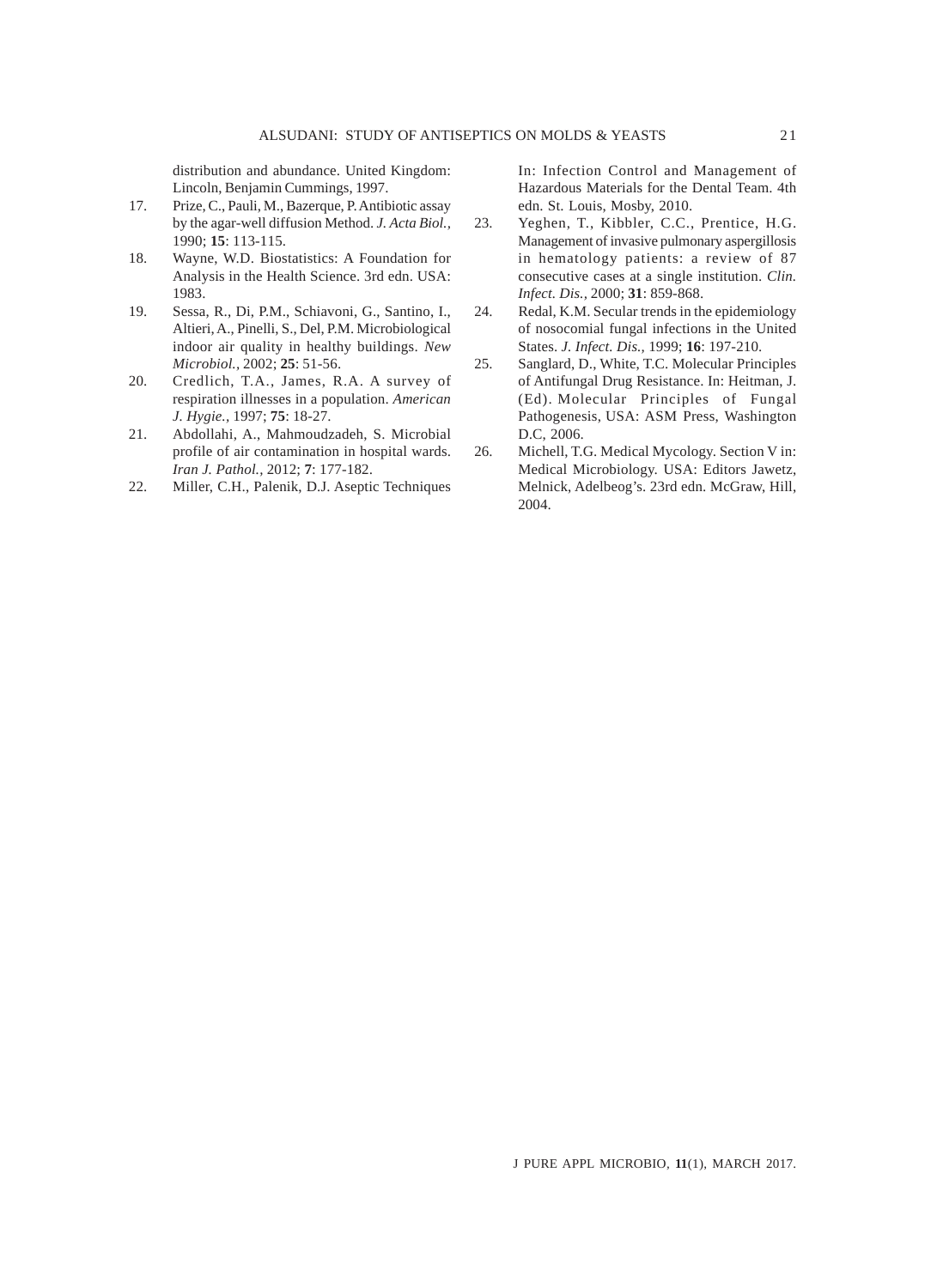distribution and abundance. United Kingdom: Lincoln, Benjamin Cummings, 1997.

17. Prize, C., Pauli, M., Bazerque, P. Antibiotic assay by the agar-well diffusion Method. *J. Acta Biol.*, 1990; **15**: 113-115.
18. Wayne, W.D. Biostatistics: A Foundation for Analysis in the Health Science. 3rd edn. USA: 1983.
19. Sessa, R., Di, P.M., Schiavoni, G., Santino, I., Altieri, A., Pinelli, S., Del, P.M. Microbiological indoor air quality in healthy buildings. *New Microbiol.*, 2002; **25**: 51-56.
20. Credlich, T.A., James, R.A. A survey of respiration illnesses in a population. *American J. Hygie.*, 1997; **75**: 18-27.
21. Abdollahi, A., Mahmoudzadeh, S. Microbial profile of air contamination in hospital wards. *Iran J. Pathol.*, 2012; **7**: 177-182.
22. Miller, C.H., Palenik, D.J. Aseptic Techniques In: Infection Control and Management of Hazardous Materials for the Dental Team. 4th edn. St. Louis, Mosby, 2010.
23. Yeghen, T., Kibbler, C.C., Prentice, H.G. Management of invasive pulmonary aspergillosis in hematology patients: a review of 87 consecutive cases at a single institution. *Clin. Infect. Dis.*, 2000; **31**: 859-868.
24. Redal, K.M. Secular trends in the epidemiology of nosocomial fungal infections in the United States. *J. Infect. Dis.*, 1999; **16**: 197-210.
25. Sanglard, D., White, T.C. Molecular Principles of Antifungal Drug Resistance. In: Heitman, J. (Ed). Molecular Principles of Fungal Pathogenesis, USA: ASM Press, Washington D.C, 2006.
26. Michell, T.G. Medical Mycology. Section V in: Medical Microbiology. USA: Editors Jawetz, Melnick, Adelbeog's. 23rd edn. McGraw, Hill, 2004.